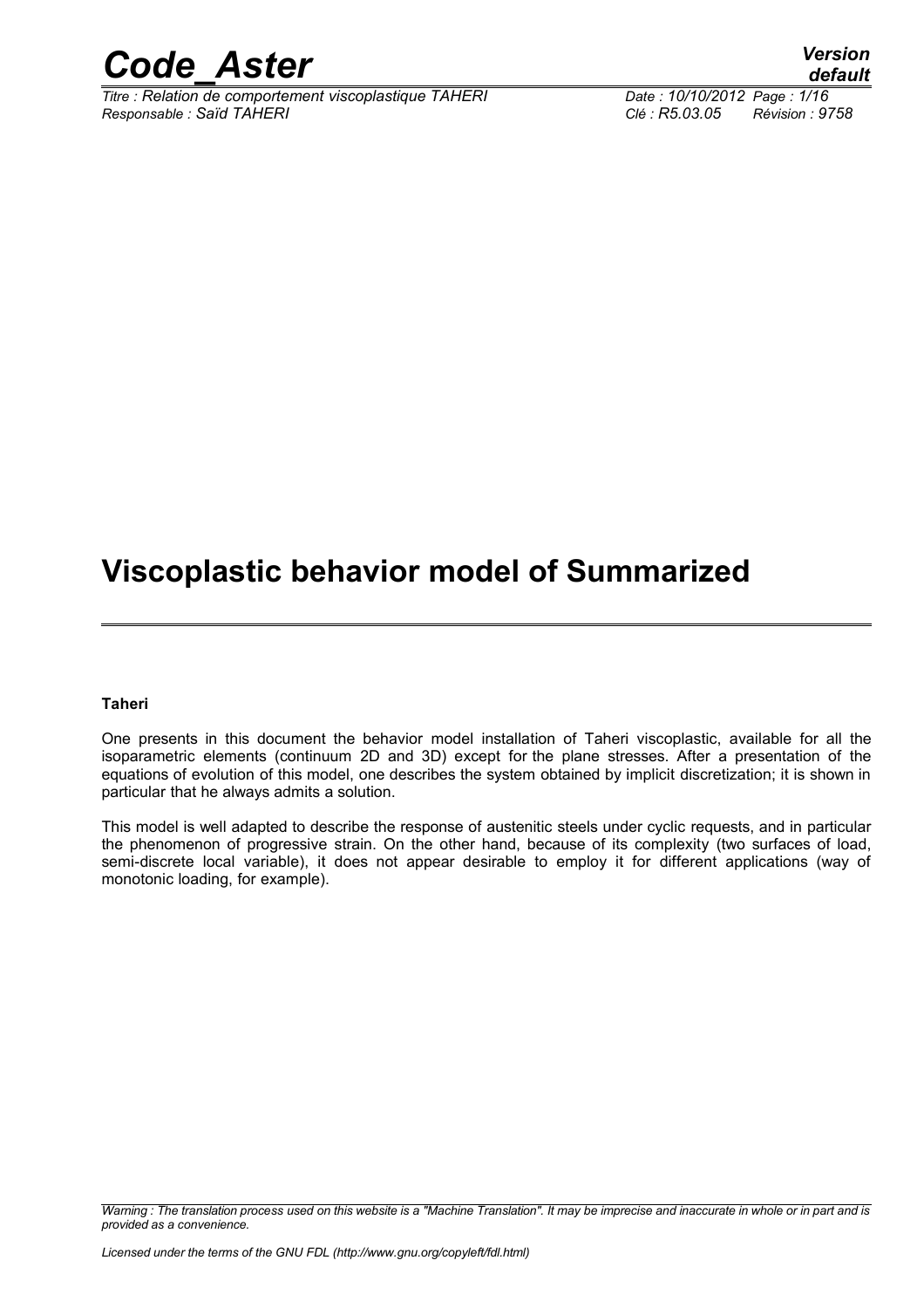# Viscoplastic behavior model of Summarized

**Taheri**

One presents in this document the behavior model installation of Taheri viscoplastic, available for all the isoparametric elements (continuum 2D and 3D) except for the plane stresses. After a presentation of the equations of evolution of this model, one describes the system obtained by implicit discretization; it is shown in particular that he always admits a solution.

This model is well adapted to describe the response of austenitic steels under cyclic requests, and in particular the phenomenon of progressive strain. On the other hand, because of its complexity (two surfaces of load, semi-discrete local variable), it does not appear desirable to employ it for different applications (way of monotonic loading, for example).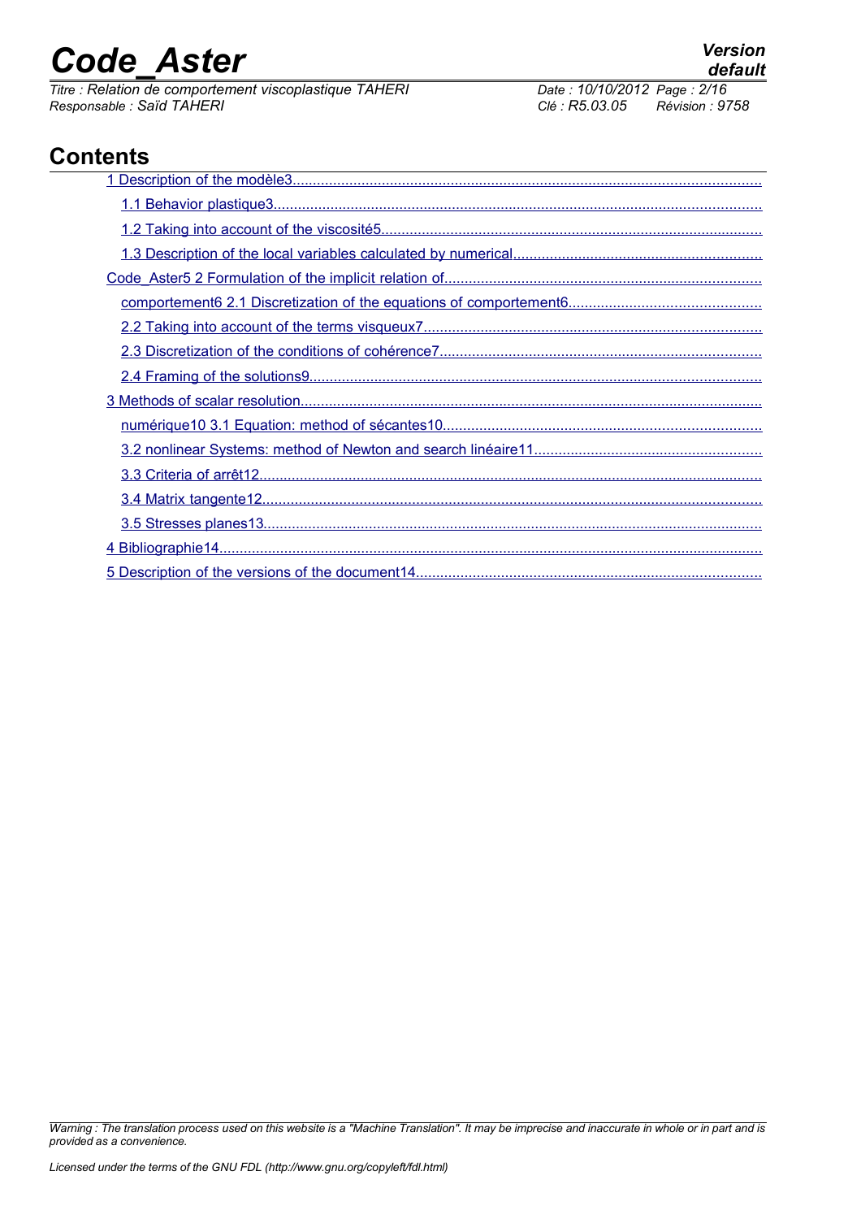## Contents

1 Description of the modèle3

1.1 Behavior plastique3

1.2 Taking into account of the viscosité5

1.3 Description of the local variables calculated by numerical

Code_Aster5 2 Formulation of the implicit relation of

comportement6 2.1 Discretization of the equations of comportement6

2.2 Taking into account of the terms visqueux7

2.3 Discretization of the conditions of cohérence7

2.4 Framing of the solutions9

3 Methods of scalar resolution

numérique10 3.1 Equation: method of sécantes10

3.2 nonlinear Systems: method of Newton and search linéaire11

3.3 Criteria of arrêt12

3.4 Matrix tangente12

3.5 Stresses planes13

4 Bibliographie14

5 Description of the versions of the document14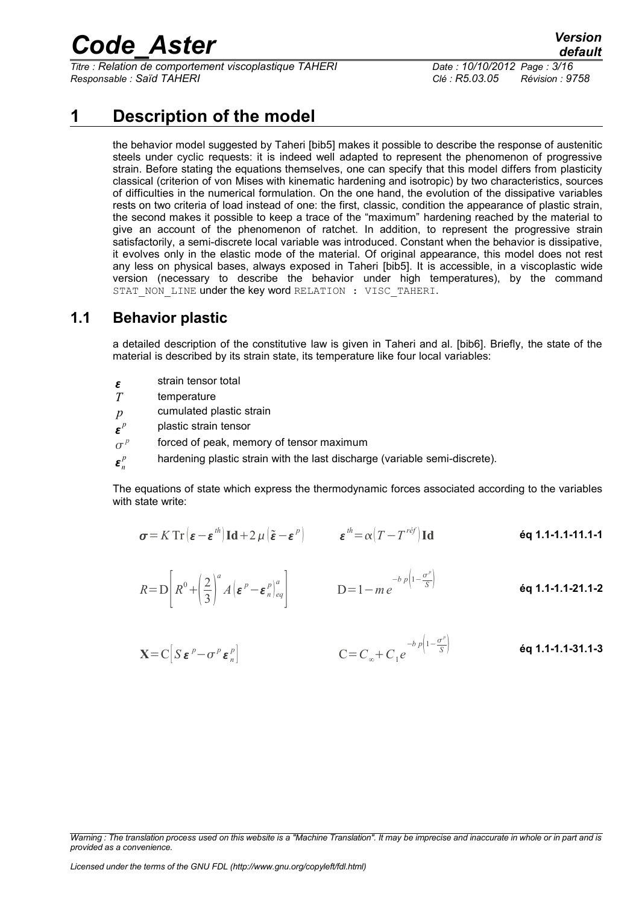# 1 Description of the model

the behavior model suggested by Taheri [bib5] makes it possible to describe the response of austenitic steels under cyclic requests: it is indeed well adapted to represent the phenomenon of progressive strain. Before stating the equations themselves, one can specify that this model differs from plasticity classical (criterion of von Mises with kinematic hardening and isotropic) by two characteristics, sources of difficulties in the numerical formulation. On the one hand, the evolution of the dissipative variables rests on two criteria of load instead of one: the first, classic, condition the appearance of plastic strain, the second makes it possible to keep a trace of the "maximum" hardening reached by the material to give an account of the phenomenon of ratchet. In addition, to represent the progressive strain satisfactorily, a semi-discrete local variable was introduced. Constant when the behavior is dissipative, it evolves only in the elastic mode of the material. Of original appearance, this model does not rest any less on physical bases, always exposed in Taheri [bib5]. It is accessible, in a viscoplastic wide version (necessary to describe the behavior under high temperatures), by the command STAT_NON_LINE under the key word RELATION : VISC_TAHERI.

## 1.1 Behavior plastic

a detailed description of the constitutive law is given in Taheri and al. [bib6]. Briefly, the state of the material is described by its strain state, its temperature like four local variables:

- $\boldsymbol{\varepsilon}$ strain tensor total
- $T$ temperature
- $p$ cumulated plastic strain
- $\boldsymbol{\varepsilon}^p$ plastic strain tensor
- $\sigma^p$ forced of peak, memory of tensor maximum
- $\boldsymbol{\varepsilon}_n^p$ hardening plastic strain with the last discharge (variable semi-discrete).

The equations of state which express the thermodynamic forces associated according to the variables with state write:

$$\boldsymbol{\sigma} = K\,\mathrm{Tr}\left(\boldsymbol{\varepsilon}-\boldsymbol{\varepsilon}^{th}\right)\mathbf{Id}+2\,\mu\left(\tilde{\boldsymbol{\varepsilon}}-\boldsymbol{\varepsilon}^{p}\right) \qquad \boldsymbol{\varepsilon}^{th}=\alpha\left(T-T^{réf}\right)\mathbf{Id} \qquad \textbf{éq 1.1-1.1-11.1-1}$$

$$R=\mathrm{D}\left[R^0+\left(\frac{2}{3}\right)^a A\left(\boldsymbol{\varepsilon}^p-\boldsymbol{\varepsilon}_n^p\right)_{eq}^a\right] \qquad \mathrm{D}=1-m\,e^{-b\,p\left(1-\frac{\sigma^p}{S}\right)} \qquad \textbf{éq 1.1-1.1-21.1-2}$$

$$\mathbf{X}=\mathrm{C}\left[S\,\boldsymbol{\varepsilon}^p-\sigma^p\boldsymbol{\varepsilon}_n^p\right] \qquad \mathrm{C}=C_\infty+C_1 e^{-b\,p\left(1-\frac{\sigma^p}{S}\right)} \qquad \textbf{éq 1.1-1.1-31.1-3}$$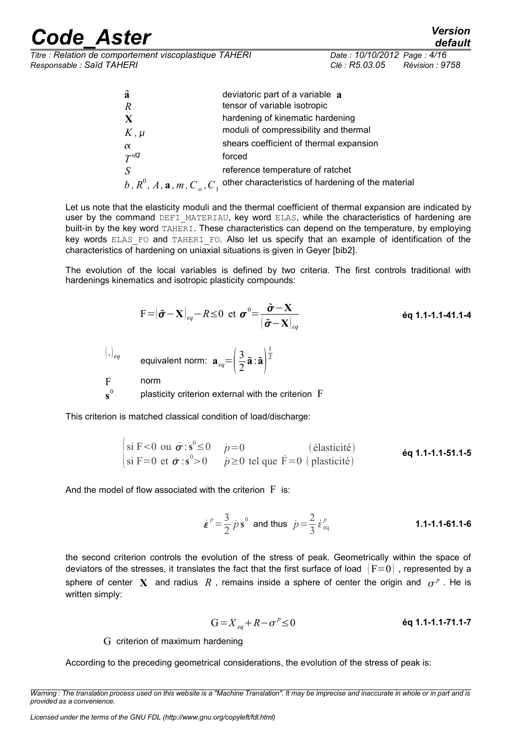| | |
|---|---|
| $\tilde{\mathbf{a}}$ | deviatoric part of a variable $\mathbf{a}$ |
| $R$ | tensor of variable isotropic |
| $\mathbf{X}$ | hardening of kinematic hardening |
| $K, \mu$ | moduli of compressibility and thermal |
| $\alpha$ | shears coefficient of thermal expansion |
| $T^{réf}$ | forced |
| $S$ | reference temperature of ratchet |
| $b, R^0, A, \mathbf{a}, m, C_\infty, C_1$ | other characteristics of hardening of the material |

Let us note that the elasticity moduli and the thermal coefficient of thermal expansion are indicated by user by the command DEFI_MATERIAU, key word ELAS, while the characteristics of hardening are built-in by the key word TAHERI. These characteristics can depend on the temperature, by employing key words ELAS_FO and TAHERI_FO. Also let us specify that an example of identification of the characteristics of hardening on uniaxial situations is given in Geyer [bib2].

The evolution of the local variables is defined by two criteria. The first controls traditional with hardenings kinematics and isotropic plasticity compounds:

$$\mathrm{F}=\left(\tilde{\boldsymbol{\sigma}}-\mathbf{X}\right)_{eq}-R\leq 0 \text{ et } \boldsymbol{\sigma}^0=\frac{\tilde{\boldsymbol{\sigma}}-\mathbf{X}}{\left(\tilde{\boldsymbol{\sigma}}-\mathbf{X}\right)_{eq}} \qquad \text{éq 1.1-1.1-41.1-4}$$

$(.)_{eq}$ equivalent norm: $\mathbf{a}_{eq}=\left(\frac{3}{2}\tilde{\mathbf{a}}:\tilde{\mathbf{a}}\right)^{\frac{1}{2}}$

$\mathrm{F}$ norm

$\mathbf{s}^0$ plasticity criterion external with the criterion $\mathrm{F}$

This criterion is matched classical condition of load/discharge:

$$\begin{cases} \text{si } \mathrm{F}<0 \text{ ou } \dot{\boldsymbol{\sigma}}:\mathbf{s}^0\leq 0 & \dot{p}=0 \qquad\qquad (\text{élasticité}) \\ \text{si } \mathrm{F}=0 \text{ et } \dot{\boldsymbol{\sigma}}:\mathbf{s}^0>0 & \dot{p}\geq 0 \text{ tel que } \dot{\mathrm{F}}=0 \ (\text{plasticité}) \end{cases} \qquad \text{éq 1.1-1.1-51.1-5}$$

And the model of flow associated with the criterion $\mathrm{F}$ is:

$$\dot{\boldsymbol{\varepsilon}}^p=\frac{3}{2}\dot{p}\,\mathbf{s}^0 \text{ and thus } \dot{p}=\frac{2}{3}\dot{\varepsilon}^p_{\mathrm{eq}} \qquad \text{1.1-1.1-61.1-6}$$

the second criterion controls the evolution of the stress of peak. Geometrically within the space of deviators of the stresses, it translates the fact that the first surface of load $(\mathrm{F}=0)$, represented by a sphere of center $\mathbf{X}$ and radius $R$, remains inside a sphere of center the origin and $\sigma^p$. He is written simply:

$$\mathrm{G}=X_{eq}+R-\sigma^p\leq 0 \qquad \text{éq 1.1-1.1-71.1-7}$$

$\mathrm{G}$ criterion of maximum hardening

According to the preceding geometrical considerations, the evolution of the stress of peak is: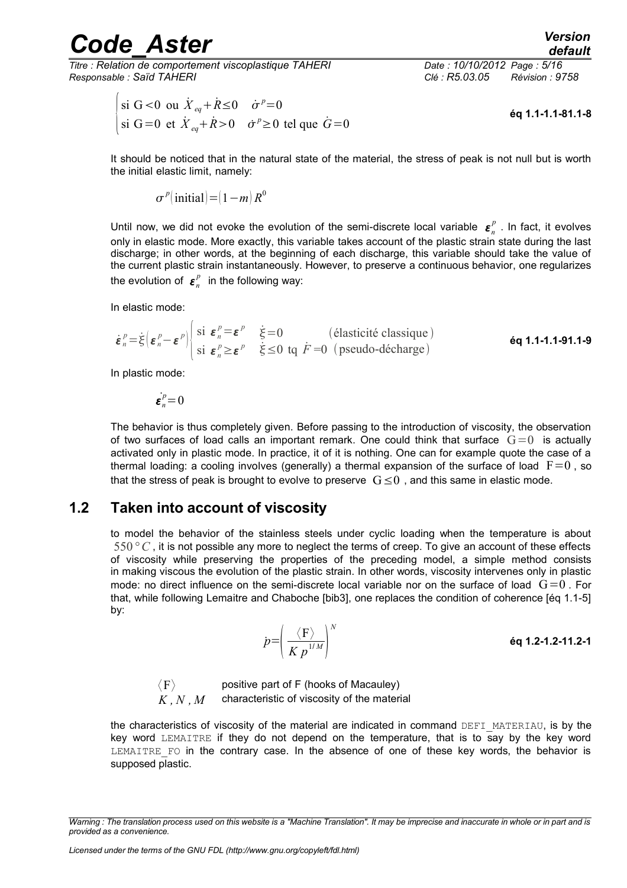$$\begin{cases} \text{si } G<0 \text{ ou } \dot{X}_{eq}+\dot{R}\leq 0 & \dot{\sigma}^p=0 \\ \text{si } G=0 \text{ et } \dot{X}_{eq}+\dot{R}>0 & \dot{\sigma}^p\geq 0 \text{ tel que } \dot{G}=0 \end{cases}$$ **éq 1.1-1.1-81.1-8**

It should be noticed that in the natural state of the material, the stress of peak is not null but is worth the initial elastic limit, namely:

$$\sigma^p(\text{initial})=(1-m)R^0$$

Until now, we did not evoke the evolution of the semi-discrete local variable $\boldsymbol{\varepsilon}_n^p$. In fact, it evolves only in elastic mode. More exactly, this variable takes account of the plastic strain state during the last discharge; in other words, at the beginning of each discharge, this variable should take the value of the current plastic strain instantaneously. However, to preserve a continuous behavior, one regularizes the evolution of $\boldsymbol{\varepsilon}_n^p$ in the following way:

In elastic mode:

$$\dot{\boldsymbol{\varepsilon}}_n^p=\dot{\xi}(\boldsymbol{\varepsilon}_n^p-\boldsymbol{\varepsilon}^p)\begin{cases} \text{si } \boldsymbol{\varepsilon}_n^p=\boldsymbol{\varepsilon}^p & \dot{\xi}=0 & (\text{élasticité classique}) \\ \text{si } \boldsymbol{\varepsilon}_n^p\geq\boldsymbol{\varepsilon}^p & \dot{\xi}\leq 0 \text{ tq } \dot{F}=0 & (\text{pseudo-décharge}) \end{cases}$$ **éq 1.1-1.1-91.1-9**

In plastic mode:

$$\dot{\boldsymbol{\varepsilon}}_n^p=0$$

The behavior is thus completely given. Before passing to the introduction of viscosity, the observation of two surfaces of load calls an important remark. One could think that surface $G=0$ is actually activated only in plastic mode. In practice, it of it is nothing. One can for example quote the case of a thermal loading: a cooling involves (generally) a thermal expansion of the surface of load $F=0$, so that the stress of peak is brought to evolve to preserve $G\leq 0$, and this same in elastic mode.

## 1.2 Taken into account of viscosity

to model the behavior of the stainless steels under cyclic loading when the temperature is about $550\,°C$, it is not possible any more to neglect the terms of creep. To give an account of these effects of viscosity while preserving the properties of the preceding model, a simple method consists in making viscous the evolution of the plastic strain. In other words, viscosity intervenes only in plastic mode: no direct influence on the semi-discrete local variable nor on the surface of load $G=0$. For that, while following Lemaitre and Chaboche [bib3], one replaces the condition of coherence [éq 1.1-5] by:

$$\dot{p}=\left(\frac{\langle F\rangle}{K\,p^{1/M}}\right)^N$$ **éq 1.2-1.2-11.2-1**

| | |
|---|---|
| $\langle F\rangle$ | positive part of F (hooks of Macauley) |
| $K, N, M$ | characteristic of viscosity of the material |

the characteristics of viscosity of the material are indicated in command DEFI_MATERIAU, is by the key word LEMAITRE if they do not depend on the temperature, that is to say by the key word LEMAITRE_FO in the contrary case. In the absence of one of these key words, the behavior is supposed plastic.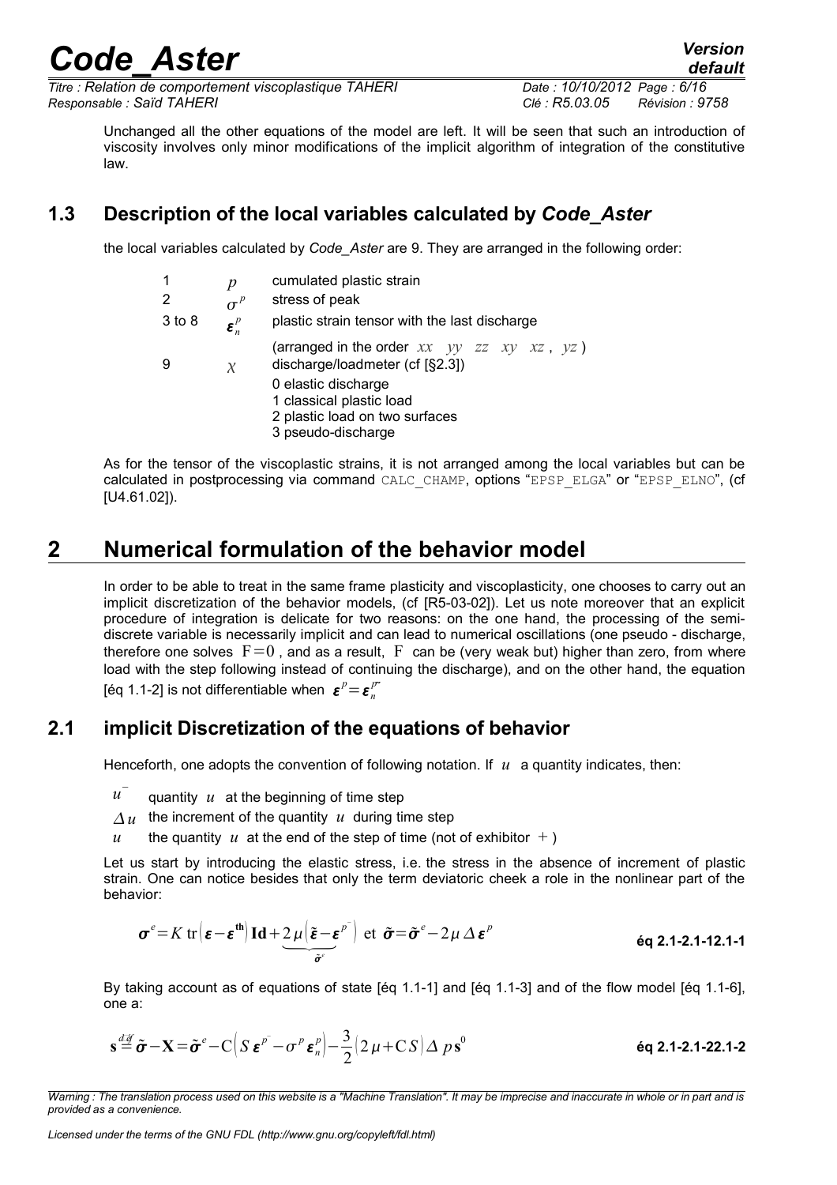Unchanged all the other equations of the model are left. It will be seen that such an introduction of viscosity involves only minor modifications of the implicit algorithm of integration of the constitutive law.

## 1.3 Description of the local variables calculated by *Code_Aster*

the local variables calculated by *Code_Aster* are 9. They are arranged in the following order:

| | | |
|---|---|---|
| 1 | $p$ | cumulated plastic strain |
| 2 | $\sigma^p$ | stress of peak |
| 3 to 8 | $\boldsymbol{\varepsilon}_n^p$ | plastic strain tensor with the last discharge (arranged in the order $xx$ $yy$ $zz$ $xy$ $xz$ , $yz$ ) |
| 9 | $\chi$ | discharge/loadmeter (cf [§2.3]) 0 elastic discharge 1 classical plastic load 2 plastic load on two surfaces 3 pseudo-discharge |

As for the tensor of the viscoplastic strains, it is not arranged among the local variables but can be calculated in postprocessing via command CALC_CHAMP, options "EPSP_ELGA" or "EPSP_ELNO", (cf [U4.61.02]).

# 2 Numerical formulation of the behavior model

In order to be able to treat in the same frame plasticity and viscoplasticity, one chooses to carry out an implicit discretization of the behavior models, (cf [R5-03-02]). Let us note moreover that an explicit procedure of integration is delicate for two reasons: on the one hand, the processing of the semi-discrete variable is necessarily implicit and can lead to numerical oscillations (one pseudo - discharge, therefore one solves $F=0$ , and as a result, $F$ can be (very weak but) higher than zero, from where load with the step following instead of continuing the discharge), and on the other hand, the equation [éq 1.1-2] is not differentiable when $\boldsymbol{\varepsilon}^p=\boldsymbol{\varepsilon}_n^{p^-}$

## 2.1 implicit Discretization of the equations of behavior

Henceforth, one adopts the convention of following notation. If $u$ a quantity indicates, then:

- $u^-$ quantity $u$ at the beginning of time step
- $\Delta u$ the increment of the quantity $u$ during time step
- $u$ the quantity $u$ at the end of the step of time (not of exhibitor $+$ )

Let us start by introducing the elastic stress, i.e. the stress in the absence of increment of plastic strain. One can notice besides that only the term deviatoric cheek a role in the nonlinear part of the behavior:

$$\boldsymbol{\sigma}^e=K\,\mathrm{tr}\left(\boldsymbol{\varepsilon}-\boldsymbol{\varepsilon}^{\mathrm{th}}\right)\mathbf{Id}+\underbrace{2\mu\left(\tilde{\boldsymbol{\varepsilon}}-\boldsymbol{\varepsilon}^{p^-}\right)}_{\tilde{\boldsymbol{\sigma}}^e}\ \text{ et }\ \tilde{\boldsymbol{\sigma}}=\tilde{\boldsymbol{\sigma}}^e-2\mu\,\Delta\boldsymbol{\varepsilon}^p \qquad \textbf{éq 2.1-2.1-12.1-1}$$

By taking account as of equations of state [éq 1.1-1] and [éq 1.1-3] and of the flow model [éq 1.1-6], one a:

$$\mathbf{s}\stackrel{déf}{=}\tilde{\boldsymbol{\sigma}}-\mathbf{X}=\tilde{\boldsymbol{\sigma}}^e-\mathrm{C}\left(S\,\boldsymbol{\varepsilon}^{p^-}-\sigma^p\,\boldsymbol{\varepsilon}_n^p\right)-\frac{3}{2}\left(2\mu+\mathrm{C}\,S\right)\Delta\,p\,\mathbf{s}^0 \qquad \textbf{éq 2.1-2.1-22.1-2}$$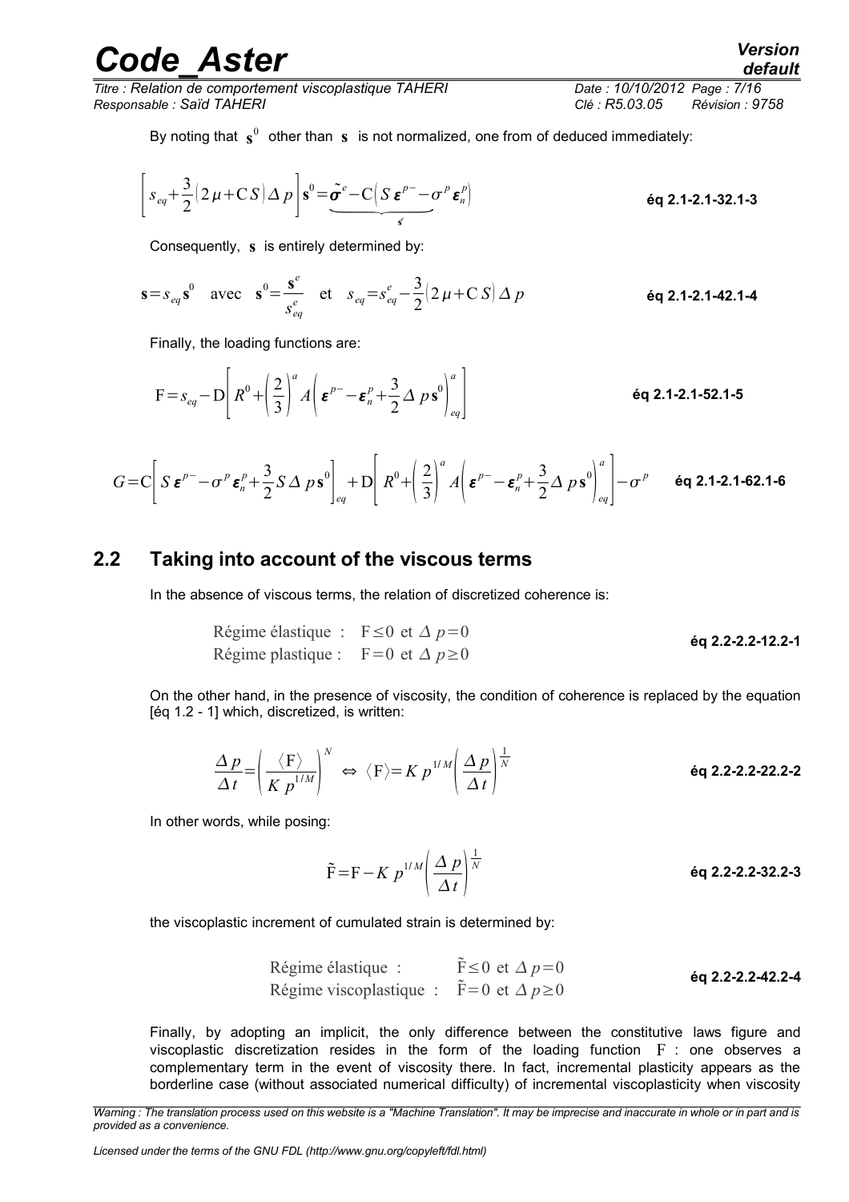By noting that $\mathbf{s}^0$ other than $\mathbf{s}$ is not normalized, one from of deduced immediately:

$$\left[s_{eq}+\frac{3}{2}(2\mu+\mathrm{C}S)\Delta p\right]\mathbf{s}^0=\underbrace{\tilde{\boldsymbol{\sigma}}^e-\mathrm{C}\left(S\,\boldsymbol{\varepsilon}^{p-}-\sigma^p\,\boldsymbol{\varepsilon}_n^p\right)}_{\mathbf{s}^e} \qquad \text{éq 2.1-2.1-32.1-3}$$

Consequently, $\mathbf{s}$ is entirely determined by:

$$\mathbf{s}=s_{eq}\mathbf{s}^0 \quad \text{avec} \quad \mathbf{s}^0=\frac{\mathbf{s}^e}{s_{eq}^e} \quad \text{et} \quad s_{eq}=s_{eq}^e-\frac{3}{2}(2\mu+\mathrm{C}S)\Delta p \qquad \text{éq 2.1-2.1-42.1-4}$$

Finally, the loading functions are:

$$\mathrm{F}=s_{eq}-\mathrm{D}\left[R^0+\left(\frac{2}{3}\right)^a A\left(\boldsymbol{\varepsilon}^{p-}-\boldsymbol{\varepsilon}_n^p+\frac{3}{2}\Delta p\,\mathbf{s}^0\right)_{eq}^a\right] \qquad \text{éq 2.1-2.1-52.1-5}$$

$$G=\mathrm{C}\left[S\,\boldsymbol{\varepsilon}^{p-}-\sigma^p\boldsymbol{\varepsilon}_n^p+\frac{3}{2}S\,\Delta p\,\mathbf{s}^0\right]_{eq}+\mathrm{D}\left[R^0+\left(\frac{2}{3}\right)^a A\left(\boldsymbol{\varepsilon}^{p-}-\boldsymbol{\varepsilon}_n^p+\frac{3}{2}\Delta p\,\mathbf{s}^0\right)_{eq}^a\right]-\sigma^p \qquad \text{éq 2.1-2.1-62.1-6}$$

## 2.2 Taking into account of the viscous terms

In the absence of viscous terms, the relation of discretized coherence is:

$$\begin{array}{ll}\text{Régime élastique :} & \mathrm{F}\leq 0 \text{ et } \Delta p=0\\ \text{Régime plastique :} & \mathrm{F}=0 \text{ et } \Delta p\geq 0\end{array} \qquad \text{éq 2.2-2.2-12.2-1}$$

On the other hand, in the presence of viscosity, the condition of coherence is replaced by the equation [éq 1.2 - 1] which, discretized, is written:

$$\frac{\Delta p}{\Delta t}=\left(\frac{\langle \mathrm{F}\rangle}{K\,p^{1/M}}\right)^N \Leftrightarrow \langle \mathrm{F}\rangle=K\,p^{1/M}\left(\frac{\Delta p}{\Delta t}\right)^{\frac{1}{N}} \qquad \text{éq 2.2-2.2-22.2-2}$$

In other words, while posing:

$$\tilde{\mathrm{F}}=\mathrm{F}-K\,p^{1/M}\left(\frac{\Delta p}{\Delta t}\right)^{\frac{1}{N}} \qquad \text{éq 2.2-2.2-32.2-3}$$

the viscoplastic increment of cumulated strain is determined by:

$$\begin{array}{ll}\text{Régime élastique :} & \tilde{\mathrm{F}}\leq 0 \text{ et } \Delta p=0\\ \text{Régime viscoplastique :} & \tilde{\mathrm{F}}=0 \text{ et } \Delta p\geq 0\end{array} \qquad \text{éq 2.2-2.2-42.2-4}$$

Finally, by adopting an implicit, the only difference between the constitutive laws figure and viscoplastic discretization resides in the form of the loading function $\mathrm{F}$ : one observes a complementary term in the event of viscosity there. In fact, incremental plasticity appears as the borderline case (without associated numerical difficulty) of incremental viscoplasticity when viscosity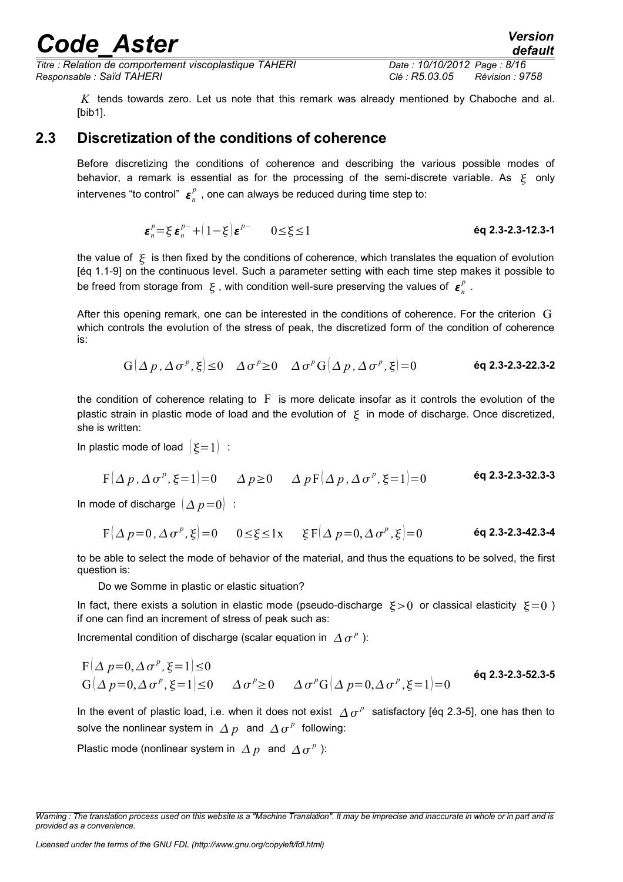$K$ tends towards zero. Let us note that this remark was already mentioned by Chaboche and al. [bib1].

## 2.3 Discretization of the conditions of coherence

Before discretizing the conditions of coherence and describing the various possible modes of behavior, a remark is essential as for the processing of the semi-discrete variable. As $\xi$ only intervenes "to control" $\boldsymbol{\varepsilon}_n^p$ , one can always be reduced during time step to:

$$\boldsymbol{\varepsilon}_n^p = \xi\, \boldsymbol{\varepsilon}_n^{p-} + (1-\xi)\, \boldsymbol{\varepsilon}^{p-} \qquad 0 \leq \xi \leq 1 \qquad \text{éq 2.3-2.3-12.3-1}$$

the value of $\xi$ is then fixed by the conditions of coherence, which translates the equation of evolution [éq 1.1-9] on the continuous level. Such a parameter setting with each time step makes it possible to be freed from storage from $\xi$ , with condition well-sure preserving the values of $\boldsymbol{\varepsilon}_n^p$ .

After this opening remark, one can be interested in the conditions of coherence. For the criterion $\mathrm{G}$ which controls the evolution of the stress of peak, the discretized form of the condition of coherence is:

$$\mathrm{G}(\Delta p, \Delta \sigma^p, \xi) \leq 0 \quad \Delta \sigma^p \geq 0 \quad \Delta \sigma^p \mathrm{G}(\Delta p, \Delta \sigma^p, \xi) = 0 \qquad \text{éq 2.3-2.3-22.3-2}$$

the condition of coherence relating to $\mathrm{F}$ is more delicate insofar as it controls the evolution of the plastic strain in plastic mode of load and the evolution of $\xi$ in mode of discharge. Once discretized, she is written:

In plastic mode of load $(\xi = 1)$ :

$$\mathrm{F}(\Delta p, \Delta \sigma^p, \xi = 1) = 0 \qquad \Delta p \geq 0 \qquad \Delta p \mathrm{F}(\Delta p, \Delta \sigma^p, \xi = 1) = 0 \qquad \text{éq 2.3-2.3-32.3-3}$$

In mode of discharge $(\Delta p = 0)$ :

$$\mathrm{F}(\Delta p = 0, \Delta \sigma^p, \xi) = 0 \qquad 0 \leq \xi \leq 1\mathrm{x} \qquad \xi \mathrm{F}(\Delta p = 0, \Delta \sigma^p, \xi) = 0 \qquad \text{éq 2.3-2.3-42.3-4}$$

to be able to select the mode of behavior of the material, and thus the equations to be solved, the first question is:

Do we Somme in plastic or elastic situation?

In fact, there exists a solution in elastic mode (pseudo-discharge $\xi > 0$ or classical elasticity $\xi = 0$ ) if one can find an increment of stress of peak such as:

Incremental condition of discharge (scalar equation in $\Delta \sigma^p$ ):

$$\begin{aligned} &\mathrm{F}(\Delta p = 0, \Delta \sigma^p, \xi = 1) \leq 0 \\ &\mathrm{G}(\Delta p = 0, \Delta \sigma^p, \xi = 1) \leq 0 \qquad \Delta \sigma^p \geq 0 \qquad \Delta \sigma^p \mathrm{G}(\Delta p = 0, \Delta \sigma^p, \xi = 1) = 0 \end{aligned} \qquad \text{éq 2.3-2.3-52.3-5}$$

In the event of plastic load, i.e. when it does not exist $\Delta \sigma^p$ satisfactory [éq 2.3-5], one has then to solve the nonlinear system in $\Delta p$ and $\Delta \sigma^p$ following:

Plastic mode (nonlinear system in $\Delta p$ and $\Delta \sigma^p$ ):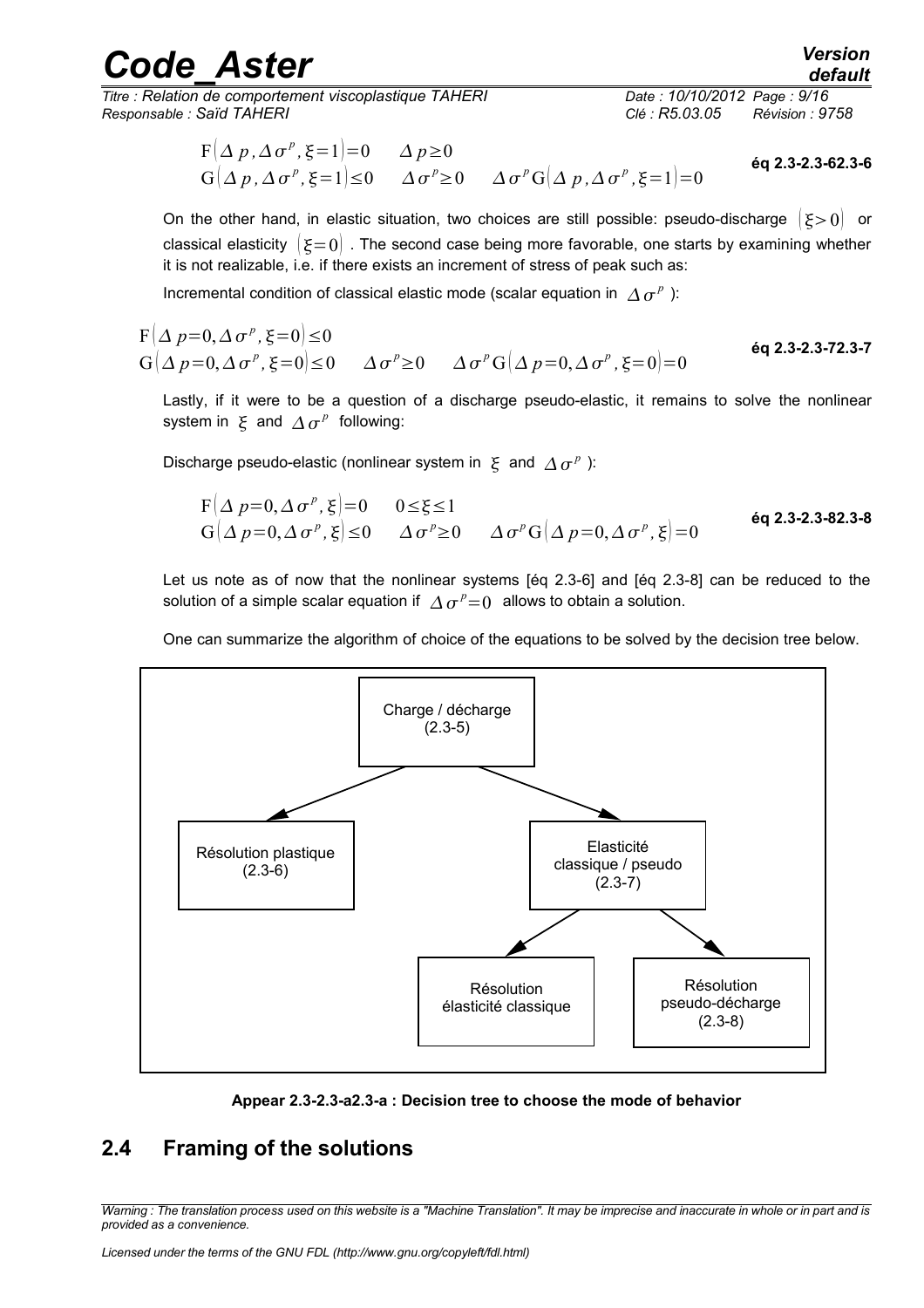$$\mathrm{F}(\Delta p, \Delta\sigma^p, \xi=1)=0 \qquad \Delta p \geq 0$$
$$\mathrm{G}(\Delta p, \Delta\sigma^p, \xi=1) \leq 0 \qquad \Delta\sigma^p \geq 0 \qquad \Delta\sigma^p \mathrm{G}(\Delta p, \Delta\sigma^p, \xi=1)=0$$

**éq 2.3-2.3-62.3-6**

On the other hand, in elastic situation, two choices are still possible: pseudo-discharge $(\xi>0)$ or classical elasticity $(\xi=0)$. The second case being more favorable, one starts by examining whether it is not realizable, i.e. if there exists an increment of stress of peak such as:

Incremental condition of classical elastic mode (scalar equation in $\Delta\sigma^p$):

$$\mathrm{F}(\Delta p=0, \Delta\sigma^p, \xi=0) \leq 0$$
$$\mathrm{G}(\Delta p=0, \Delta\sigma^p, \xi=0) \leq 0 \qquad \Delta\sigma^p \geq 0 \qquad \Delta\sigma^p \mathrm{G}(\Delta p=0, \Delta\sigma^p, \xi=0)=0$$

**éq 2.3-2.3-72.3-7**

Lastly, if it were to be a question of a discharge pseudo-elastic, it remains to solve the nonlinear system in $\xi$ and $\Delta\sigma^p$ following:

Discharge pseudo-elastic (nonlinear system in $\xi$ and $\Delta\sigma^p$):

$$\mathrm{F}(\Delta p=0, \Delta\sigma^p, \xi)=0 \qquad 0 \leq \xi \leq 1$$
$$\mathrm{G}(\Delta p=0, \Delta\sigma^p, \xi) \leq 0 \qquad \Delta\sigma^p \geq 0 \qquad \Delta\sigma^p \mathrm{G}(\Delta p=0, \Delta\sigma^p, \xi)=0$$

**éq 2.3-2.3-82.3-8**

Let us note as of now that the nonlinear systems [éq 2.3-6] and [éq 2.3-8] can be reduced to the solution of a simple scalar equation if $\Delta\sigma^p=0$ allows to obtain a solution.

One can summarize the algorithm of choice of the equations to be solved by the decision tree below.

```
                    Charge / décharge
                         (2.3-5)
                     /            \
       Résolution plastique     Elasticité
            (2.3-6)           classique / pseudo
                                  (2.3-7)
                                 /       \
                        Résolution      Résolution
                   élasticité classique  pseudo-décharge
                                          (2.3-8)
```

**Appear 2.3-2.3-a2.3-a : Decision tree to choose the mode of behavior**

## 2.4 Framing of the solutions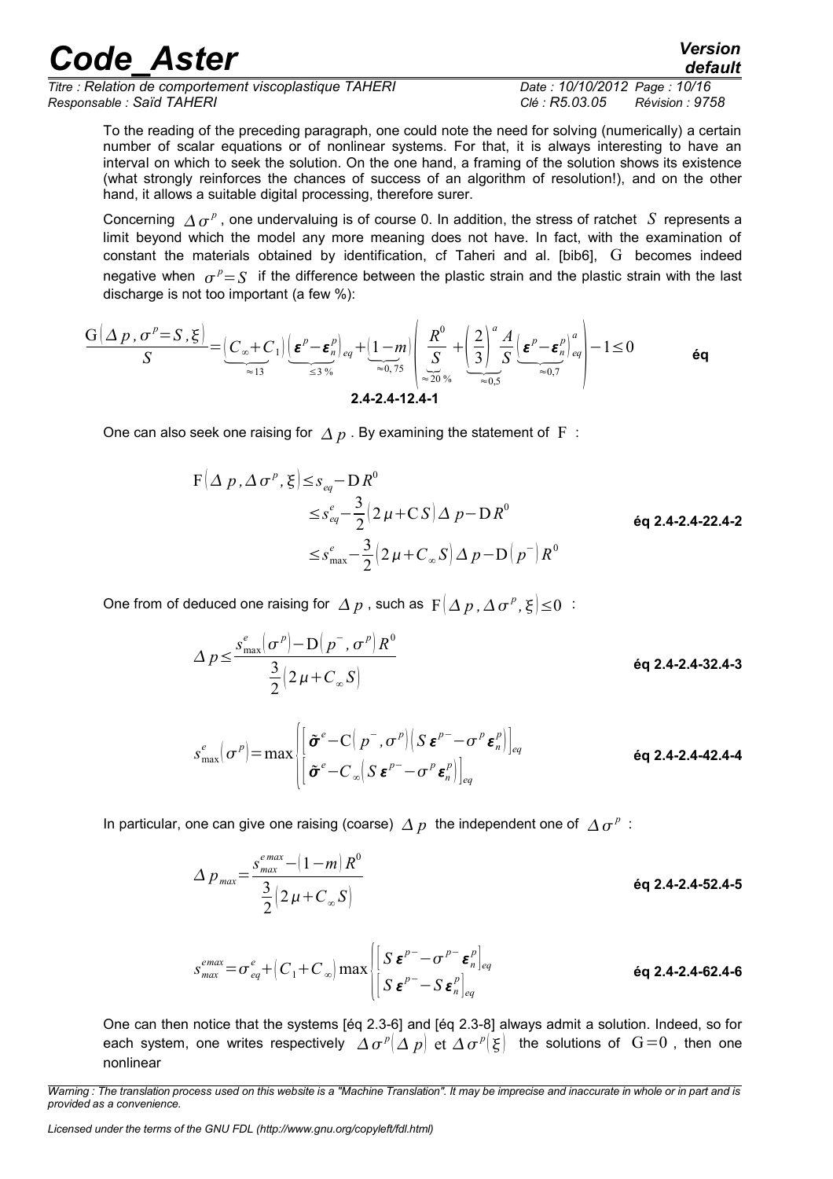To the reading of the preceding paragraph, one could note the need for solving (numerically) a certain number of scalar equations or of nonlinear systems. For that, it is always interesting to have an interval on which to seek the solution. On the one hand, a framing of the solution shows its existence (what strongly reinforces the chances of success of an algorithm of resolution!), and on the other hand, it allows a suitable digital processing, therefore surer.

Concerning $\Delta\sigma^p$, one undervaluing is of course 0. In addition, the stress of ratchet $S$ represents a limit beyond which the model any more meaning does not have. In fact, with the examination of constant the materials obtained by identification, cf Taheri and al. [bib6], $\mathrm{G}$ becomes indeed negative when $\sigma^p = S$ if the difference between the plastic strain and the plastic strain with the last discharge is not too important (a few %):

$$\frac{\mathrm{G}(\Delta p, \sigma^p = S, \xi)}{S} = \underbrace{(C_\infty + C_1)}_{\approx 13} \underbrace{(\boldsymbol{\varepsilon}^p - \boldsymbol{\varepsilon}_n^p)_{eq}}_{\leq 3\,\%} + \underbrace{(1-m)}_{\approx 0,75} \left( \underbrace{\frac{R^0}{S}}_{\approx 20\,\%} + \underbrace{\left(\frac{2}{3}\right)^a \frac{A}{S}}_{\approx 0,5} \underbrace{(\boldsymbol{\varepsilon}^p - \boldsymbol{\varepsilon}_n^p)_{eq}^a}_{\approx 0,7} \right) - 1 \leq 0 \qquad \text{éq 2.4-2.4-12.4-1}$$

One can also seek one raising for $\Delta p$. By examining the statement of $\mathrm{F}$ :

$$\begin{aligned}
\mathrm{F}(\Delta p, \Delta\sigma^p, \xi) &\leq s_{eq} - \mathrm{D}\,R^0 \\
&\leq s_{eq}^e - \frac{3}{2}(2\mu + \mathrm{C}\,S)\,\Delta p - \mathrm{D}\,R^0 \\
&\leq s_{\max}^e - \frac{3}{2}(2\mu + C_\infty S)\,\Delta p - \mathrm{D}(p^-)\,R^0
\end{aligned} \qquad \text{éq 2.4-2.4-22.4-2}$$

One from of deduced one raising for $\Delta p$, such as $\mathrm{F}(\Delta p, \Delta\sigma^p, \xi) \leq 0$ :

$$\Delta p \leq \frac{s_{\max}^e(\sigma^p) - \mathrm{D}(p^-, \sigma^p)\,R^0}{\frac{3}{2}(2\mu + C_\infty S)} \qquad \text{éq 2.4-2.4-32.4-3}$$

$$s_{\max}^e(\sigma^p) = \max \begin{cases} \left[\tilde{\boldsymbol{\sigma}}^e - \mathrm{C}(p^-, \sigma^p)\left(S\,\boldsymbol{\varepsilon}^{p-} - \sigma^p\,\boldsymbol{\varepsilon}_n^p\right)\right]_{eq} \\ \left[\tilde{\boldsymbol{\sigma}}^e - C_\infty\left(S\,\boldsymbol{\varepsilon}^{p-} - \sigma^p\,\boldsymbol{\varepsilon}_n^p\right)\right]_{eq} \end{cases} \qquad \text{éq 2.4-2.4-42.4-4}$$

In particular, one can give one raising (coarse) $\Delta p$ the independent one of $\Delta\sigma^p$ :

$$\Delta p_{max} = \frac{s_{max}^{e\,max} - (1-m)\,R^0}{\frac{3}{2}(2\mu + C_\infty S)} \qquad \text{éq 2.4-2.4-52.4-5}$$

$$s_{max}^{emax} = \sigma_{eq}^e + (C_1 + C_\infty)\max \begin{cases} \left[S\,\boldsymbol{\varepsilon}^{p-} - \sigma^{p-}\,\boldsymbol{\varepsilon}_n^p\right]_{eq} \\ \left[S\,\boldsymbol{\varepsilon}^{p-} - S\,\boldsymbol{\varepsilon}_n^p\right]_{eq} \end{cases} \qquad \text{éq 2.4-2.4-62.4-6}$$

One can then notice that the systems [éq 2.3-6] and [éq 2.3-8] always admit a solution. Indeed, so for each system, one writes respectively $\Delta\sigma^p(\Delta p)$ et $\Delta\sigma^p(\xi)$ the solutions of $\mathrm{G} = 0$, then one nonlinear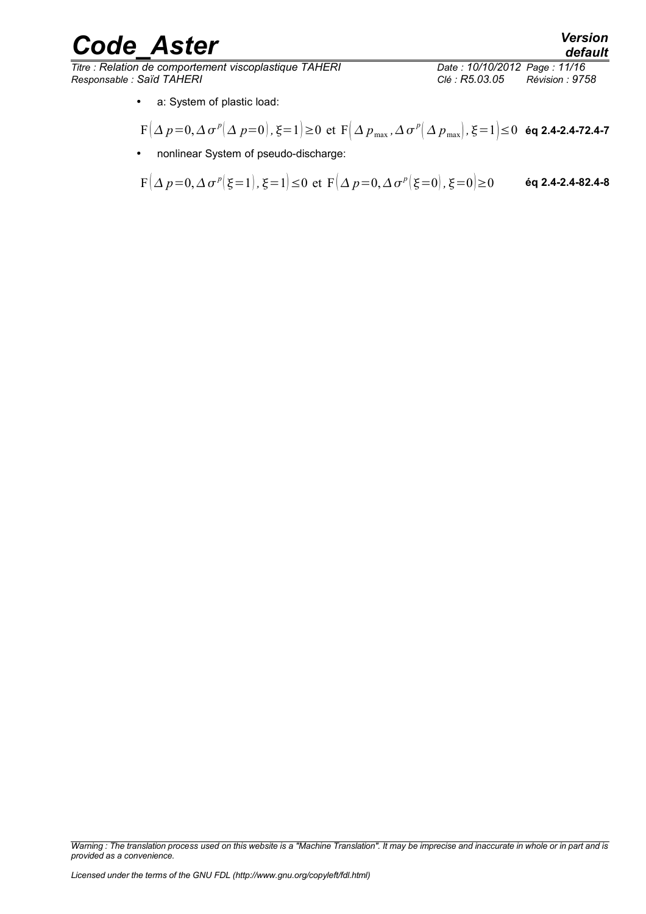- a: System of plastic load:

$$\mathrm{F}\left(\Delta p=0, \Delta \sigma^{p}(\Delta p=0), \xi=1\right) \geq 0 \text{ et } \mathrm{F}\left(\Delta p_{\max}, \Delta \sigma^{p}\left(\Delta p_{\max}\right), \xi=1\right) \leq 0 \quad \textbf{éq 2.4-2.4-72.4-7}$$

- nonlinear System of pseudo-discharge:

$$\mathrm{F}\left(\Delta p=0, \Delta \sigma^{p}(\xi=1), \xi=1\right) \leq 0 \text{ et } \mathrm{F}\left(\Delta p=0, \Delta \sigma^{p}(\xi=0), \xi=0\right) \geq 0 \quad \textbf{éq 2.4-2.4-82.4-8}$$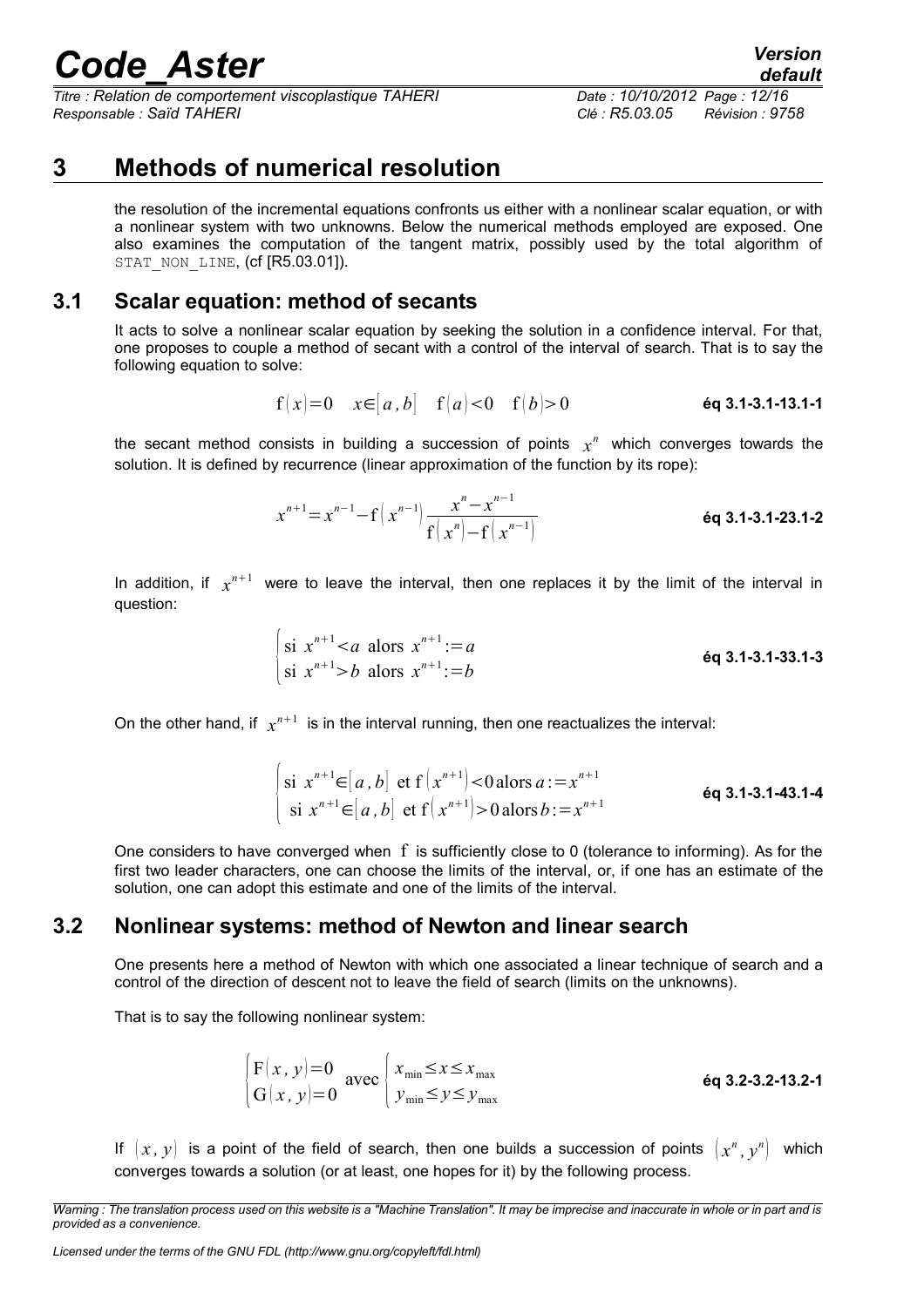# 3 Methods of numerical resolution

the resolution of the incremental equations confronts us either with a nonlinear scalar equation, or with a nonlinear system with two unknowns. Below the numerical methods employed are exposed. One also examines the computation of the tangent matrix, possibly used by the total algorithm of STAT_NON_LINE, (cf [R5.03.01]).

## 3.1 Scalar equation: method of secants

It acts to solve a nonlinear scalar equation by seeking the solution in a confidence interval. For that, one proposes to couple a method of secant with a control of the interval of search. That is to say the following equation to solve:

$$\mathrm{f}(x)=0 \quad x\in[a,b] \quad \mathrm{f}(a)<0 \quad \mathrm{f}(b)>0 \qquad \textbf{éq 3.1-3.1-13.1-1}$$

the secant method consists in building a succession of points $x^n$ which converges towards the solution. It is defined by recurrence (linear approximation of the function by its rope):

$$x^{n+1}=x^{n-1}-\mathrm{f}\left(x^{n-1}\right)\frac{x^n-x^{n-1}}{\mathrm{f}\left(x^n\right)-\mathrm{f}\left(x^{n-1}\right)} \qquad \textbf{éq 3.1-3.1-23.1-2}$$

In addition, if $x^{n+1}$ were to leave the interval, then one replaces it by the limit of the interval in question:

$$\begin{cases}\text{si } x^{n+1}<a \text{ alors } x^{n+1}:=a\\ \text{si } x^{n+1}>b \text{ alors } x^{n+1}:=b\end{cases} \qquad \textbf{éq 3.1-3.1-33.1-3}$$

On the other hand, if $x^{n+1}$ is in the interval running, then one reactualizes the interval:

$$\begin{cases}\text{si } x^{n+1}\in[a,b] \text{ et } \mathrm{f}\left(x^{n+1}\right)<0 \text{ alors } a:=x^{n+1}\\ \text{si } x^{n+1}\in[a,b] \text{ et } \mathrm{f}\left(x^{n+1}\right)>0 \text{ alors } b:=x^{n+1}\end{cases} \qquad \textbf{éq 3.1-3.1-43.1-4}$$

One considers to have converged when $\mathrm{f}$ is sufficiently close to 0 (tolerance to informing). As for the first two leader characters, one can choose the limits of the interval, or, if one has an estimate of the solution, one can adopt this estimate and one of the limits of the interval.

## 3.2 Nonlinear systems: method of Newton and linear search

One presents here a method of Newton with which one associated a linear technique of search and a control of the direction of descent not to leave the field of search (limits on the unknowns).

That is to say the following nonlinear system:

$$\begin{cases}\mathrm{F}(x,y)=0\\ \mathrm{G}(x,y)=0\end{cases} \text{ avec } \begin{cases}x_{\min}\leq x\leq x_{\max}\\ y_{\min}\leq y\leq y_{\max}\end{cases} \qquad \textbf{éq 3.2-3.2-13.2-1}$$

If $(x,y)$ is a point of the field of search, then one builds a succession of points $\left(x^n,y^n\right)$ which converges towards a solution (or at least, one hopes for it) by the following process.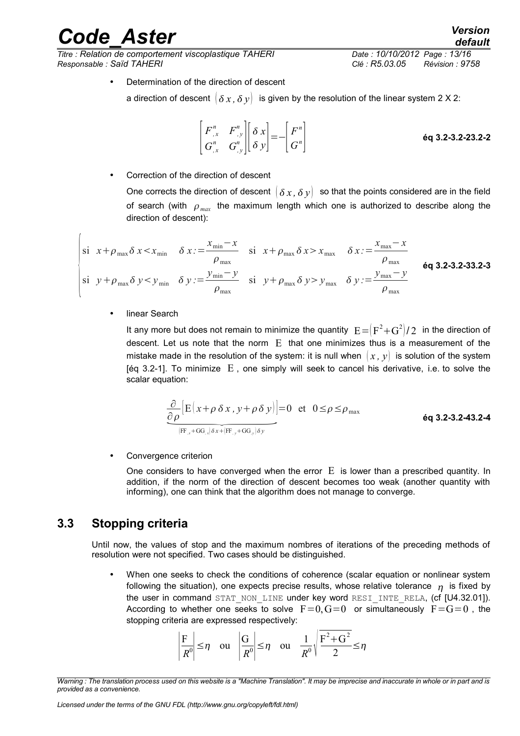- Determination of the direction of descent

  a direction of descent $(\delta x, \delta y)$ is given by the resolution of the linear system 2 X 2:

$$\begin{bmatrix} F^n_{,x} & F^n_{,y} \\ G^n_{,x} & G^n_{,y} \end{bmatrix} \begin{bmatrix} \delta x \\ \delta y \end{bmatrix} = - \begin{bmatrix} F^n \\ G^n \end{bmatrix} \quad \text{éq 3.2-3.2-23.2-2}$$

- Correction of the direction of descent

  One corrects the direction of descent $(\delta x, \delta y)$ so that the points considered are in the field of search (with $\rho_{max}$ the maximum length which one is authorized to describe along the direction of descent):

$$\begin{cases} \text{si} \quad x+\rho_{\max}\delta x < x_{\min} \quad \delta x := \dfrac{x_{\min}-x}{\rho_{\max}} \quad \text{si} \quad x+\rho_{\max}\delta x > x_{\max} \quad \delta x := \dfrac{x_{\max}-x}{\rho_{\max}} \\ \text{si} \quad y+\rho_{\max}\delta y < y_{\min} \quad \delta y := \dfrac{y_{\min}-y}{\rho_{\max}} \quad \text{si} \quad y+\rho_{\max}\delta y > y_{\max} \quad \delta y := \dfrac{y_{\max}-y}{\rho_{\max}} \end{cases} \quad \text{éq 3.2-3.2-33.2-3}$$

- linear Search

  It any more but does not remain to minimize the quantity $\mathrm{E} = (\mathrm{F}^2 + \mathrm{G}^2)/2$ in the direction of descent. Let us note that the norm $\mathrm{E}$ that one minimizes thus is a measurement of the mistake made in the resolution of the system: it is null when $(x, y)$ is solution of the system [éq 3.2-1]. To minimize $\mathrm{E}$, one simply will seek to cancel his derivative, i.e. to solve the scalar equation:

$$\underbrace{\frac{\partial}{\partial \rho}\left[\mathrm{E}\left(x+\rho\,\delta x, y+\rho\,\delta y\right)\right]}_{(\mathrm{FF}_{,x}+\mathrm{GG}_{,x})\delta x + (\mathrm{FF}_{,y}+\mathrm{GG}_{,y})\delta y} = 0 \quad \text{et} \quad 0 \le \rho \le \rho_{\max} \quad \text{éq 3.2-3.2-43.2-4}$$

- Convergence criterion

  One considers to have converged when the error $\mathrm{E}$ is lower than a prescribed quantity. In addition, if the norm of the direction of descent becomes too weak (another quantity with informing), one can think that the algorithm does not manage to converge.

## 3.3 Stopping criteria

Until now, the values of stop and the maximum nombres of iterations of the preceding methods of resolution were not specified. Two cases should be distinguished.

- When one seeks to check the conditions of coherence (scalar equation or nonlinear system following the situation), one expects precise results, whose relative tolerance $\eta$ is fixed by the user in command STAT_NON_LINE under key word RESI_INTE_RELA, (cf [U4.32.01]). According to whether one seeks to solve $\mathrm{F}=0, \mathrm{G}=0$ or simultaneously $\mathrm{F}=\mathrm{G}=0$, the stopping criteria are expressed respectively:

$$\left|\frac{\mathrm{F}}{R^0}\right| \le \eta \quad \text{ou} \quad \left|\frac{\mathrm{G}}{R^0}\right| \le \eta \quad \text{ou} \quad \frac{1}{R^0}\sqrt{\frac{\mathrm{F}^2+\mathrm{G}^2}{2}} \le \eta$$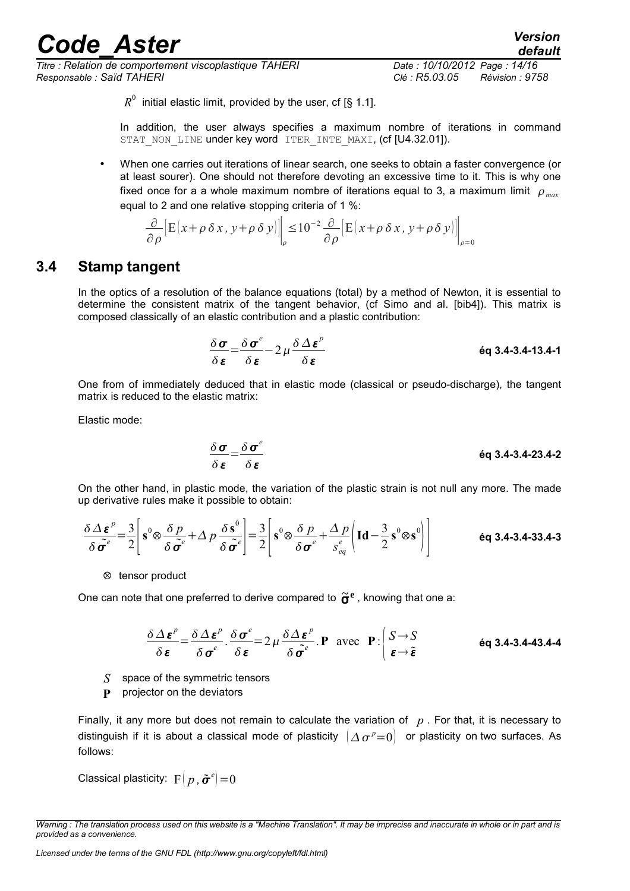$R^0$ initial elastic limit, provided by the user, cf [§ 1.1].

In addition, the user always specifies a maximum nombre of iterations in command `STAT_NON_LINE` under key word `ITER_INTE_MAXI`, (cf [U4.32.01]).

- When one carries out iterations of linear search, one seeks to obtain a faster convergence (or at least sourer). One should not therefore devoting an excessive time to it. This is why one fixed once for a a whole maximum nombre of iterations equal to 3, a maximum limit $\rho_{max}$ equal to 2 and one relative stopping criteria of 1 %:

$$\frac{\partial}{\partial \rho}\left[\mathrm{E}\left(x+\rho\,\delta x,\, y+\rho\,\delta y\right)\right]\Bigg|_{\rho} \leq 10^{-2}\,\frac{\partial}{\partial \rho}\left[\mathrm{E}\left(x+\rho\,\delta x,\, y+\rho\,\delta y\right)\right]\Bigg|_{\rho=0}$$

## 3.4 Stamp tangent

In the optics of a resolution of the balance equations (total) by a method of Newton, it is essential to determine the consistent matrix of the tangent behavior, (cf Simo and al. [bib4]). This matrix is composed classically of an elastic contribution and a plastic contribution:

$$\frac{\delta \boldsymbol{\sigma}}{\delta \boldsymbol{\varepsilon}} = \frac{\delta \boldsymbol{\sigma}^e}{\delta \boldsymbol{\varepsilon}} - 2\mu \frac{\delta \Delta \boldsymbol{\varepsilon}^p}{\delta \boldsymbol{\varepsilon}} \qquad \textbf{éq 3.4-3.4-13.4-1}$$

One from of immediately deduced that in elastic mode (classical or pseudo-discharge), the tangent matrix is reduced to the elastic matrix:

Elastic mode:

$$\frac{\delta \boldsymbol{\sigma}}{\delta \boldsymbol{\varepsilon}} = \frac{\delta \boldsymbol{\sigma}^e}{\delta \boldsymbol{\varepsilon}} \qquad \textbf{éq 3.4-3.4-23.4-2}$$

On the other hand, in plastic mode, the variation of the plastic strain is not null any more. The made up derivative rules make it possible to obtain:

$$\frac{\delta \Delta \boldsymbol{\varepsilon}^p}{\delta \tilde{\boldsymbol{\sigma}}^e} = \frac{3}{2}\left[\mathbf{s}^0 \otimes \frac{\delta p}{\delta \tilde{\boldsymbol{\sigma}}^e} + \Delta p \frac{\delta \mathbf{s}^0}{\delta \tilde{\boldsymbol{\sigma}}^e}\right] = \frac{3}{2}\left[\mathbf{s}^0 \otimes \frac{\delta p}{\delta \boldsymbol{\sigma}^e} + \frac{\Delta p}{s^e_{eq}}\left(\mathbf{Id} - \frac{3}{2}\mathbf{s}^0 \otimes \mathbf{s}^0\right)\right] \qquad \textbf{éq 3.4-3.4-33.4-3}$$

$\otimes$ tensor product

One can note that one preferred to derive compared to $\tilde{\boldsymbol{\sigma}}^{\mathbf{e}}$, knowing that one a:

$$\frac{\delta \Delta \boldsymbol{\varepsilon}^p}{\delta \boldsymbol{\varepsilon}} = \frac{\delta \Delta \boldsymbol{\varepsilon}^p}{\delta \boldsymbol{\sigma}^e} . \frac{\delta \boldsymbol{\sigma}^e}{\delta \boldsymbol{\varepsilon}} = 2\mu \frac{\delta \Delta \boldsymbol{\varepsilon}^p}{\delta \tilde{\boldsymbol{\sigma}}^e} . \mathbf{P} \;\; \text{avec} \;\; \mathbf{P} : \begin{cases} S \rightarrow S \\ \boldsymbol{\varepsilon} \rightarrow \tilde{\boldsymbol{\varepsilon}} \end{cases} \qquad \textbf{éq 3.4-3.4-43.4-4}$$

$S$ space of the symmetric tensors

$\mathbf{P}$ projector on the deviators

Finally, it any more but does not remain to calculate the variation of $p$. For that, it is necessary to distinguish if it is about a classical mode of plasticity $\left(\Delta \sigma^p = 0\right)$ or plasticity on two surfaces. As follows:

Classical plasticity: $\mathrm{F}\left(p, \tilde{\boldsymbol{\sigma}}^e\right) = 0$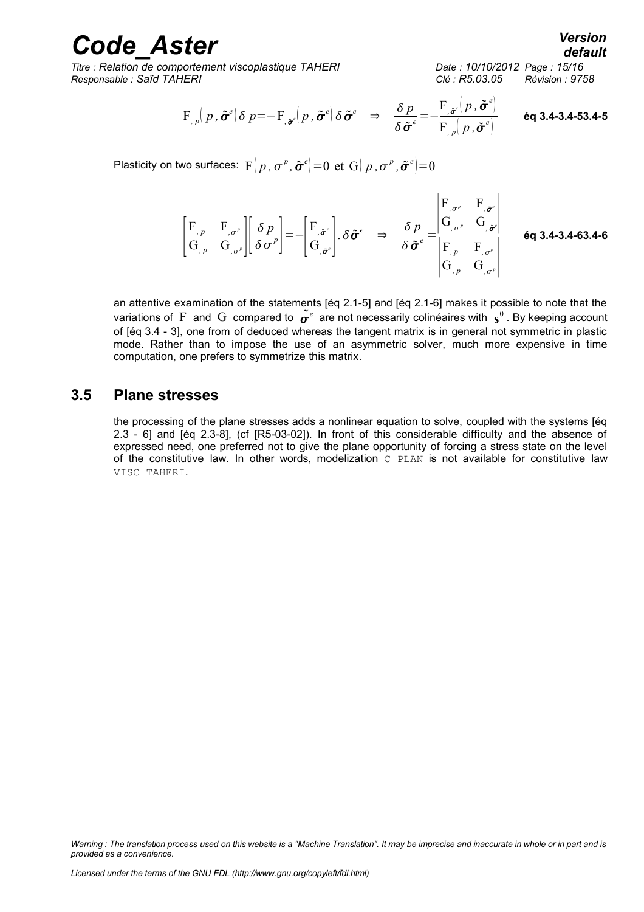$$\mathrm{F}_{,p}\left(p,\tilde{\boldsymbol{\sigma}}^{e}\right)\delta p=-\mathrm{F}_{,\tilde{\boldsymbol{\sigma}}^{e}}\left(p,\tilde{\boldsymbol{\sigma}}^{e}\right)\delta\tilde{\boldsymbol{\sigma}}^{e} \quad\Rightarrow\quad \frac{\delta p}{\delta\tilde{\boldsymbol{\sigma}}^{e}}=-\frac{\mathrm{F}_{,\tilde{\boldsymbol{\sigma}}^{e}}\left(p,\tilde{\boldsymbol{\sigma}}^{e}\right)}{\mathrm{F}_{,p}\left(p,\tilde{\boldsymbol{\sigma}}^{e}\right)} \qquad \textbf{éq 3.4-3.4-53.4-5}$$

Plasticity on two surfaces: $\mathrm{F}\left(p,\sigma^{p},\tilde{\boldsymbol{\sigma}}^{e}\right)=0$ et $\mathrm{G}\left(p,\sigma^{p},\tilde{\boldsymbol{\sigma}}^{e}\right)=0$

$$\begin{bmatrix}\mathrm{F}_{,p} & \mathrm{F}_{,\sigma^{p}}\\ \mathrm{G}_{,p} & \mathrm{G}_{,\sigma^{p}}\end{bmatrix}\begin{bmatrix}\delta p\\ \delta\sigma^{p}\end{bmatrix}=-\begin{bmatrix}\mathrm{F}_{,\tilde{\boldsymbol{\sigma}}^{e}}\\ \mathrm{G}_{,\tilde{\boldsymbol{\sigma}}^{e}}\end{bmatrix}.\delta\tilde{\boldsymbol{\sigma}}^{e} \quad\Rightarrow\quad \frac{\delta p}{\delta\tilde{\boldsymbol{\sigma}}^{e}}=\frac{\begin{vmatrix}\mathrm{F}_{,\sigma^{p}} & \mathrm{F}_{,\tilde{\boldsymbol{\sigma}}^{e}}\\ \mathrm{G}_{,\sigma^{p}} & \mathrm{G}_{,\tilde{\boldsymbol{\sigma}}^{e}}\end{vmatrix}}{\begin{vmatrix}\mathrm{F}_{,p} & \mathrm{F}_{,\sigma^{p}}\\ \mathrm{G}_{,p} & \mathrm{G}_{,\sigma^{p}}\end{vmatrix}} \qquad \textbf{éq 3.4-3.4-63.4-6}$$

an attentive examination of the statements [éq 2.1-5] and [éq 2.1-6] makes it possible to note that the variations of $\mathrm{F}$ and $\mathrm{G}$ compared to $\tilde{\boldsymbol{\sigma}}^{e}$ are not necessarily colinéaires with $\mathbf{s}^{0}$. By keeping account of [éq 3.4 - 3], one from of deduced whereas the tangent matrix is in general not symmetric in plastic mode. Rather than to impose the use of an asymmetric solver, much more expensive in time computation, one prefers to symmetrize this matrix.

## 3.5 Plane stresses

the processing of the plane stresses adds a nonlinear equation to solve, coupled with the systems [éq 2.3 - 6] and [éq 2.3-8], (cf [R5-03-02]). In front of this considerable difficulty and the absence of expressed need, one preferred not to give the plane opportunity of forcing a stress state on the level of the constitutive law. In other words, modelization `C_PLAN` is not available for constitutive law `VISC_TAHERI`.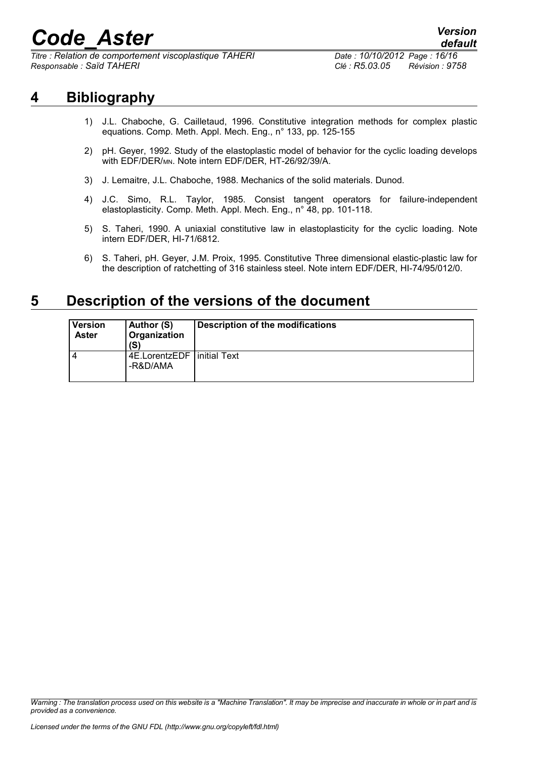# 4 Bibliography

1) J.L. Chaboche, G. Cailletaud, 1996. Constitutive integration methods for complex plastic equations. Comp. Meth. Appl. Mech. Eng., n° 133, pp. 125-155

2) pH. Geyer, 1992. Study of the elastoplastic model of behavior for the cyclic loading develops with EDF/DER/MN. Note intern EDF/DER, HT-26/92/39/A.

3) J. Lemaitre, J.L. Chaboche, 1988. Mechanics of the solid materials. Dunod.

4) J.C. Simo, R.L. Taylor, 1985. Consist tangent operators for failure-independent elastoplasticity. Comp. Meth. Appl. Mech. Eng., n° 48, pp. 101-118.

5) S. Taheri, 1990. A uniaxial constitutive law in elastoplasticity for the cyclic loading. Note intern EDF/DER, HI-71/6812.

6) S. Taheri, pH. Geyer, J.M. Proix, 1995. Constitutive Three dimensional elastic-plastic law for the description of ratchetting of 316 stainless steel. Note intern EDF/DER, HI-74/95/012/0.

# 5 Description of the versions of the document

| Version Aster | Author (S) Organization (S) | Description of the modifications |
|---|---|---|
| 4 | 4E.LorentzEDF -R&D/AMA | initial Text |